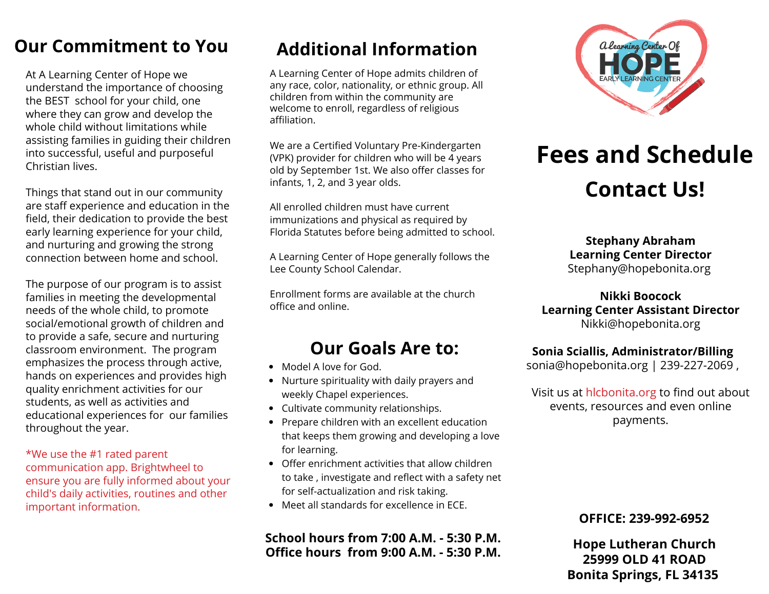## Our Commitment to You

At A Learning Center of Hope we understand the importance of choosing the BEST school for your child, one where they can grow and develop the whole child without limitations while assisting families in guiding their children into successful, useful and purposeful Christian lives.

Things that stand out in our community are staff experience and education in the field, their dedication to provide the best early learning experience for your child, and nurturing and growing the strong connection between home and school.

The purpose of our program is to assist families in meeting the developmental needs of the whole child, to promote social/emotional growth of children and to provide a safe, secure and nurturing classroom environment. The program emphasizes the process through active, hands on experiences and provides high quality enrichment activities for our students, as well as activities and educational experiences for our families throughout the year.

*We use the #1 rated parent communication app. Brightwheel to ensure you are fully informed about your child's daily activities, routines and other important information.

## Additional Information

A Learning Center of Hope admits children of any race, color, nationality, or ethnic group. All children from within the community are welcome to enroll, regardless of religious affiliation.

We are a Certified Voluntary Pre-Kindergarten (VPK) provider for children who will be 4 years old by September 1st. We also offer classes for infants, 1, 2, and 3 year olds.

All enrolled children must have current immunizations and physical as required by Florida Statutes before being admitted to school.

A Learning Center of Hope generally follows the Lee County School Calendar.

Enrollment forms are available at the church office and online.

## Our Goals Are to:

- Model A love for God.
- Nurture spirituality with daily prayers and weekly Chapel experiences.
- Cultivate community relationships.
- Prepare children with an excellent education that keeps them growing and developing a love for learning.
- Offer enrichment activities that allow children to take , investigate and reflect with a safety net for self-actualization and risk taking.
- Meet all standards for excellence in ECE.

**School hours from 7:00 A.M. - 5:30 P.M.**
**Office hours from 9:00 A.M. - 5:30 P.M.**

A Learning Center Of HOPE EARLY LEARNING CENTER

# Fees and Schedule

## Contact Us!

**Stephany Abraham**
**Learning Center Director**
Stephany@hopebonita.org

**Nikki Boocock**
**Learning Center Assistant Director**
Nikki@hopebonita.org

**Sonia Sciallis, Administrator/Billing**
sonia@hopebonita.org | 239-227-2069 ,

Visit us at hlcbonita.org to find out about events, resources and even online payments.

**OFFICE: 239-992-6952**

**Hope Lutheran Church**
**25999 OLD 41 ROAD**
**Bonita Springs, FL 34135**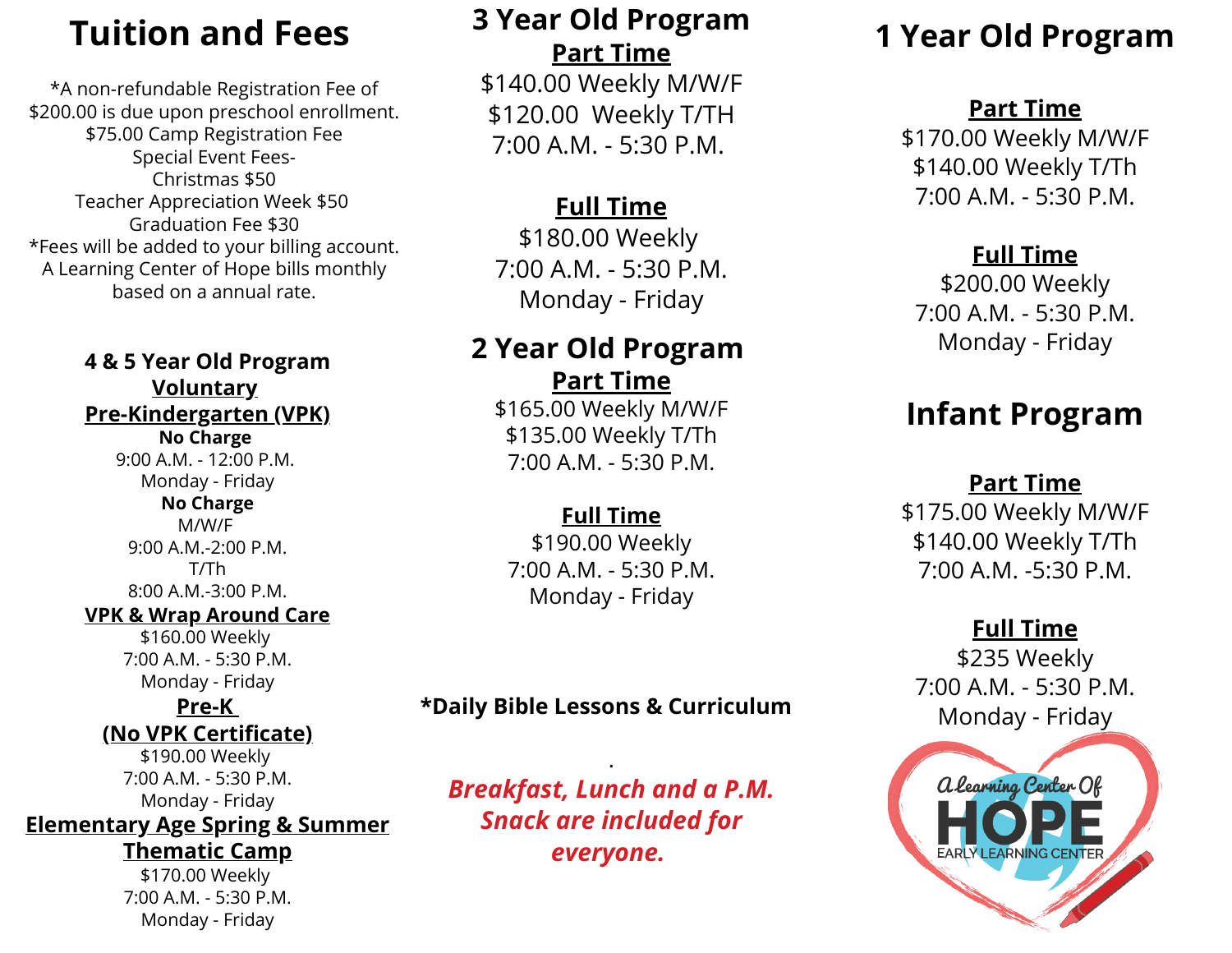# Tuition and Fees

*A non-refundable Registration Fee of $200.00 is due upon preschool enrollment.
$75.00 Camp Registration Fee
Special Event Fees-
Christmas $50
Teacher Appreciation Week $50
Graduation Fee $30
*Fees will be added to your billing account. A Learning Center of Hope bills monthly based on a annual rate.

### 4 & 5 Year Old Program

**Voluntary Pre-Kindergarten (VPK)**

**No Charge**
9:00 A.M. - 12:00 P.M.
Monday - Friday

**No Charge**
M/W/F
9:00 A.M.-2:00 P.M.
T/Th
8:00 A.M.-3:00 P.M.

**VPK & Wrap Around Care**
$160.00 Weekly
7:00 A.M. - 5:30 P.M.
Monday - Friday

**Pre-K (No VPK Certificate)**
$190.00 Weekly
7:00 A.M. - 5:30 P.M.
Monday - Friday

**Elementary Age Spring & Summer Thematic Camp**
$170.00 Weekly
7:00 A.M. - 5:30 P.M.
Monday - Friday

## 3 Year Old Program

**Part Time**
$140.00 Weekly M/W/F
$120.00 Weekly T/TH
7:00 A.M. - 5:30 P.M.

**Full Time**
$180.00 Weekly
7:00 A.M. - 5:30 P.M.
Monday - Friday

## 2 Year Old Program

**Part Time**
$165.00 Weekly M/W/F
$135.00 Weekly T/Th
7:00 A.M. - 5:30 P.M.

**Full Time**
$190.00 Weekly
7:00 A.M. - 5:30 P.M.
Monday - Friday

**\*Daily Bible Lessons & Curriculum**

***Breakfast, Lunch and a P.M. Snack are included for everyone.***

## 1 Year Old Program

**Part Time**
$170.00 Weekly M/W/F
$140.00 Weekly T/Th
7:00 A.M. - 5:30 P.M.

**Full Time**
$200.00 Weekly
7:00 A.M. - 5:30 P.M.
Monday - Friday

## Infant Program

**Part Time**
$175.00 Weekly M/W/F
$140.00 Weekly T/Th
7:00 A.M. -5:30 P.M.

**Full Time**
$235 Weekly
7:00 A.M. - 5:30 P.M.
Monday - Friday

A Learning Center Of HOPE
EARLY LEARNING CENTER